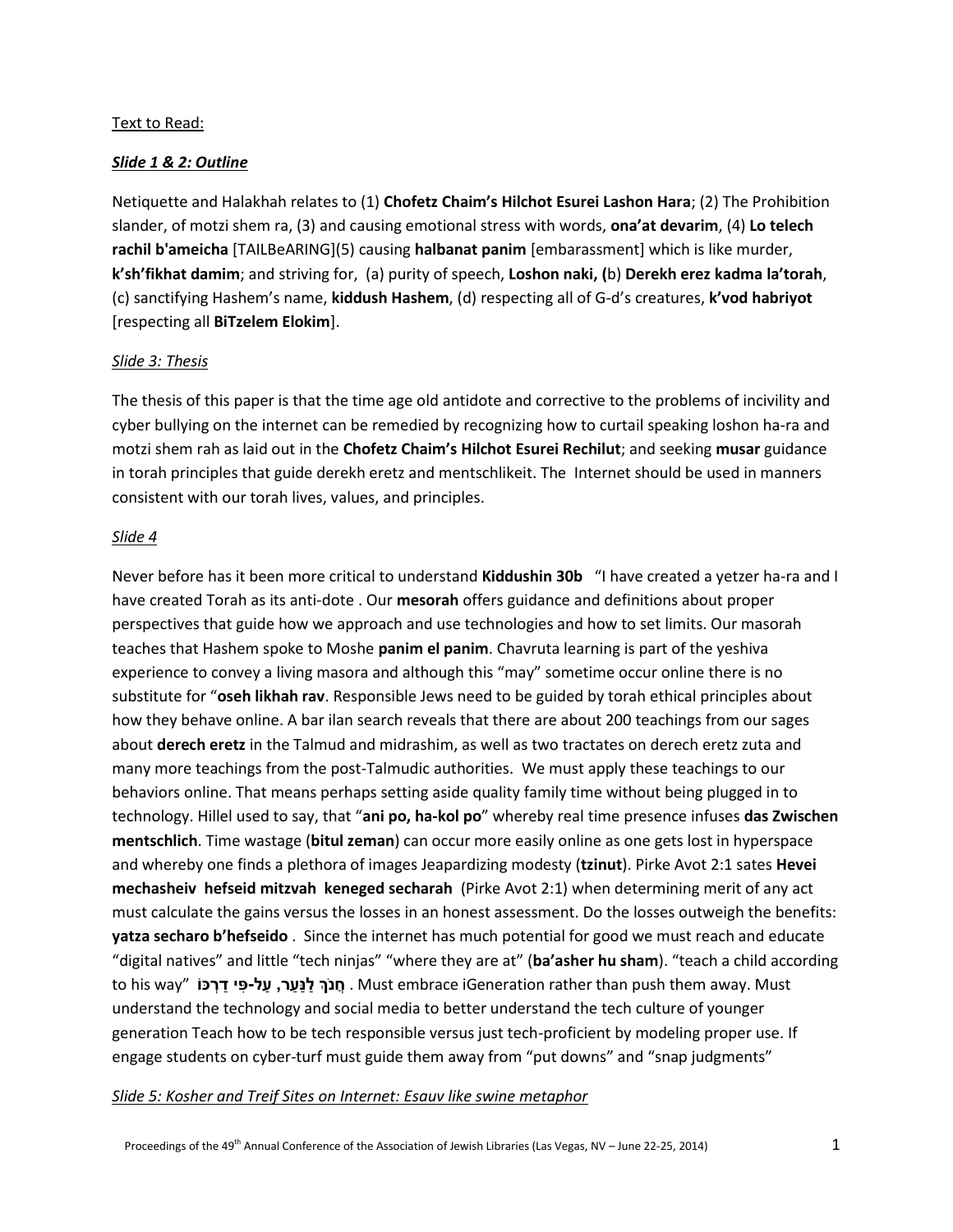Text to Read:

***Slide 1 & 2: Outline***

Netiquette and Halakhah relates to (1) **Chofetz Chaim's Hilchot Esurei Lashon Hara**; (2) The Prohibition slander, of motzi shem ra, (3) and causing emotional stress with words, **ona'at devarim**, (4) **Lo telech rachil b'ameicha** [TAILBeARING](5) causing **halbanat panim** [embarassment] which is like murder, **k'sh'fikhat damim**; and striving for, (a) purity of speech, **Loshon naki, (**b) **Derekh erez kadma la'torah**, (c) sanctifying Hashem's name, **kiddush Hashem**, (d) respecting all of G-d's creatures, **k'vod habriyot** [respecting all **BiTzelem Elokim**].

*Slide 3: Thesis*

The thesis of this paper is that the time age old antidote and corrective to the problems of incivility and cyber bullying on the internet can be remedied by recognizing how to curtail speaking loshon ha-ra and motzi shem rah as laid out in the **Chofetz Chaim's Hilchot Esurei Rechilut**; and seeking **musar** guidance in torah principles that guide derekh eretz and mentschlikeit. The Internet should be used in manners consistent with our torah lives, values, and principles.

*Slide 4*

Never before has it been more critical to understand **Kiddushin 30b** "I have created a yetzer ha-ra and I have created Torah as its anti-dote . Our **mesorah** offers guidance and definitions about proper perspectives that guide how we approach and use technologies and how to set limits. Our masorah teaches that Hashem spoke to Moshe **panim el panim**. Chavruta learning is part of the yeshiva experience to convey a living masora and although this "may" sometime occur online there is no substitute for "**oseh likhah rav**. Responsible Jews need to be guided by torah ethical principles about how they behave online. A bar ilan search reveals that there are about 200 teachings from our sages about **derech eretz** in the Talmud and midrashim, as well as two tractates on derech eretz zuta and many more teachings from the post-Talmudic authorities. We must apply these teachings to our behaviors online. That means perhaps setting aside quality family time without being plugged in to technology. Hillel used to say, that "**ani po, ha-kol po**" whereby real time presence infuses **das Zwischen mentschlich**. Time wastage (**bitul zeman**) can occur more easily online as one gets lost in hyperspace and whereby one finds a plethora of images Jeapardizing modesty (**tzinut**). Pirke Avot 2:1 sates **Hevei mechasheiv hefseid mitzvah keneged secharah** (Pirke Avot 2:1) when determining merit of any act must calculate the gains versus the losses in an honest assessment. Do the losses outweigh the benefits: **yatza secharo b'hefseido** . Since the internet has much potential for good we must reach and educate "digital natives" and little "tech ninjas" "where they are at" (**ba'asher hu sham**). "teach a child according to his way" **חֲנֹךְ לַנַּעַר, עַל-פִּי דַרְכּוֹ** . Must embrace iGeneration rather than push them away. Must understand the technology and social media to better understand the tech culture of younger generation Teach how to be tech responsible versus just tech-proficient by modeling proper use. If engage students on cyber-turf must guide them away from "put downs" and "snap judgments"

*Slide 5: Kosher and Treif Sites on Internet: Esauv like swine metaphor*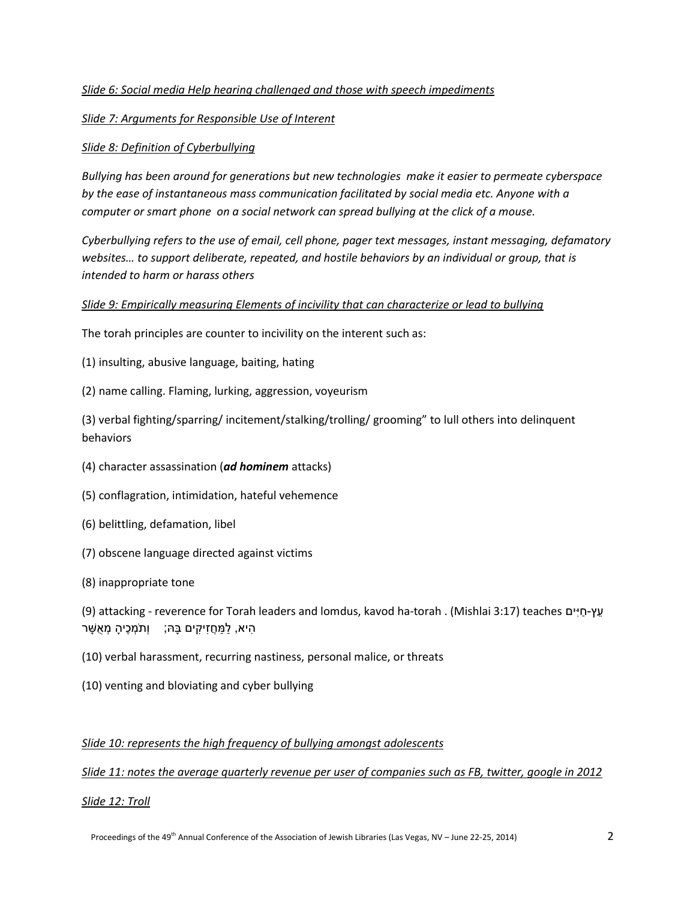*Slide 6: Social media Help hearing challenged and those with speech impediments*

*Slide 7: Arguments for Responsible Use of Interent*

*Slide 8: Definition of Cyberbullying*

*Bullying has been around for generations but new technologies make it easier to permeate cyberspace by the ease of instantaneous mass communication facilitated by social media etc. Anyone with a computer or smart phone on a social network can spread bullying at the click of a mouse.*

*Cyberbullying refers to the use of email, cell phone, pager text messages, instant messaging, defamatory websites… to support deliberate, repeated, and hostile behaviors by an individual or group, that is intended to harm or harass others*

*Slide 9: Empirically measuring Elements of incivility that can characterize or lead to bullying*

The torah principles are counter to incivility on the interent such as:

(1) insulting, abusive language, baiting, hating

(2) name calling. Flaming, lurking, aggression, voyeurism

(3) verbal fighting/sparring/ incitement/stalking/trolling/ grooming" to lull others into delinquent behaviors

(4) character assassination (***ad hominem*** attacks)

(5) conflagration, intimidation, hateful vehemence

(6) belittling, defamation, libel

(7) obscene language directed against victims

(8) inappropriate tone

(9) attacking - reverence for Torah leaders and lomdus, kavod ha-torah . (Mishlai 3:17) teaches עֵץ-חַיִּים הִיא, לַמַּחֲזִיקִים בָּהּ; וְתֹמְכֶיהָ מְאֻשָּׁר

(10) verbal harassment, recurring nastiness, personal malice, or threats

(10) venting and bloviating and cyber bullying

*Slide 10: represents the high frequency of bullying amongst adolescents*

*Slide 11: notes the average quarterly revenue per user of companies such as FB, twitter, google in 2012*

*Slide 12: Troll*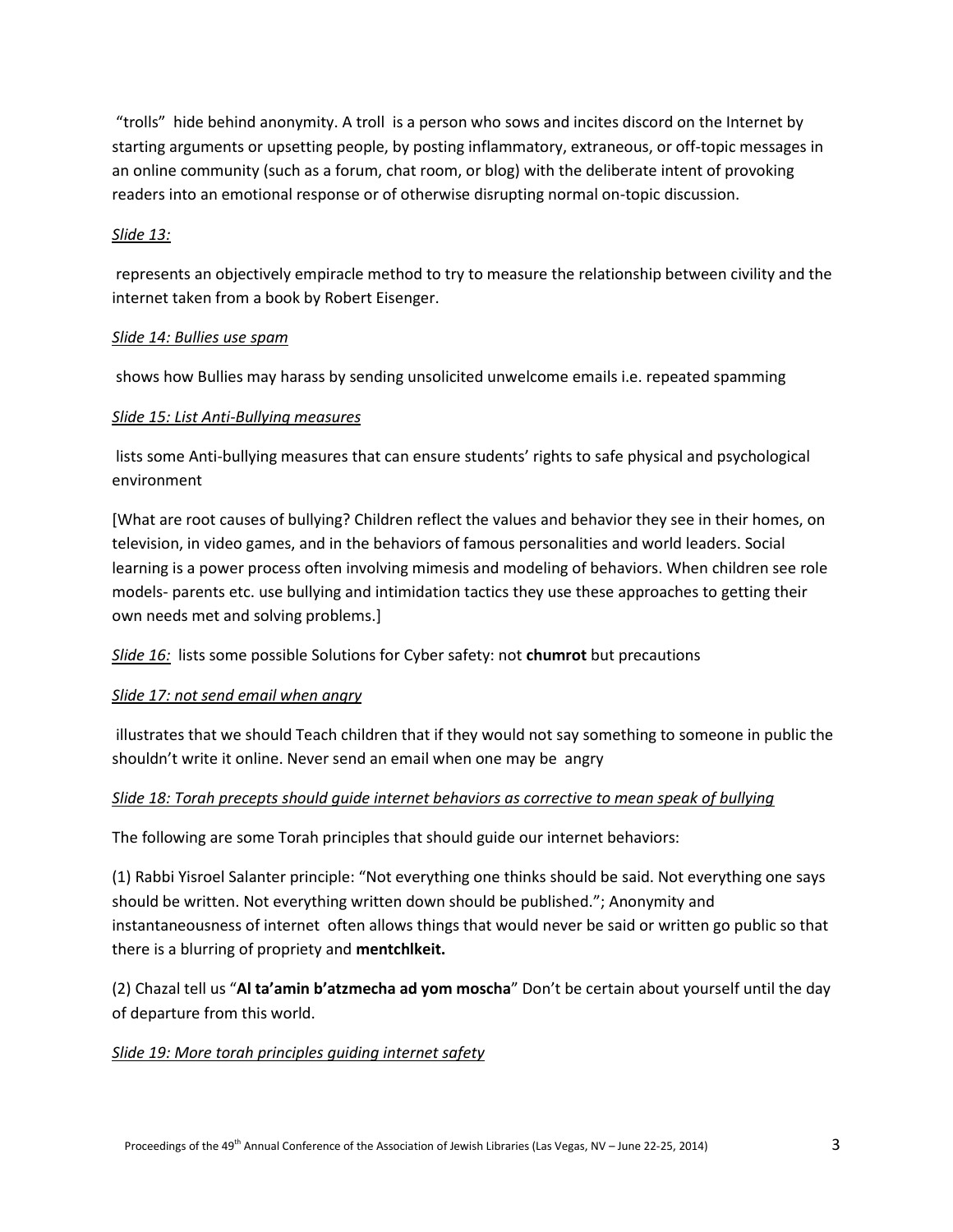"trolls" hide behind anonymity. A troll is a person who sows and incites discord on the Internet by starting arguments or upsetting people, by posting inflammatory, extraneous, or off-topic messages in an online community (such as a forum, chat room, or blog) with the deliberate intent of provoking readers into an emotional response or of otherwise disrupting normal on-topic discussion.

*Slide 13:*

represents an objectively empiracle method to try to measure the relationship between civility and the internet taken from a book by Robert Eisenger.

*Slide 14: Bullies use spam*

shows how Bullies may harass by sending unsolicited unwelcome emails i.e. repeated spamming

*Slide 15: List Anti-Bullying measures*

lists some Anti-bullying measures that can ensure students' rights to safe physical and psychological environment

[What are root causes of bullying? Children reflect the values and behavior they see in their homes, on television, in video games, and in the behaviors of famous personalities and world leaders. Social learning is a power process often involving mimesis and modeling of behaviors. When children see role models- parents etc. use bullying and intimidation tactics they use these approaches to getting their own needs met and solving problems.]

*Slide 16:* lists some possible Solutions for Cyber safety: not **chumrot** but precautions

*Slide 17: not send email when angry*

illustrates that we should Teach children that if they would not say something to someone in public the shouldn't write it online. Never send an email when one may be angry

*Slide 18: Torah precepts should guide internet behaviors as corrective to mean speak of bullying*

The following are some Torah principles that should guide our internet behaviors:

(1) Rabbi Yisroel Salanter principle: "Not everything one thinks should be said. Not everything one says should be written. Not everything written down should be published."; Anonymity and instantaneousness of internet often allows things that would never be said or written go public so that there is a blurring of propriety and **mentchlkeit.**

(2) Chazal tell us "**Al ta'amin b'atzmecha ad yom moscha**" Don't be certain about yourself until the day of departure from this world.

*Slide 19: More torah principles guiding internet safety*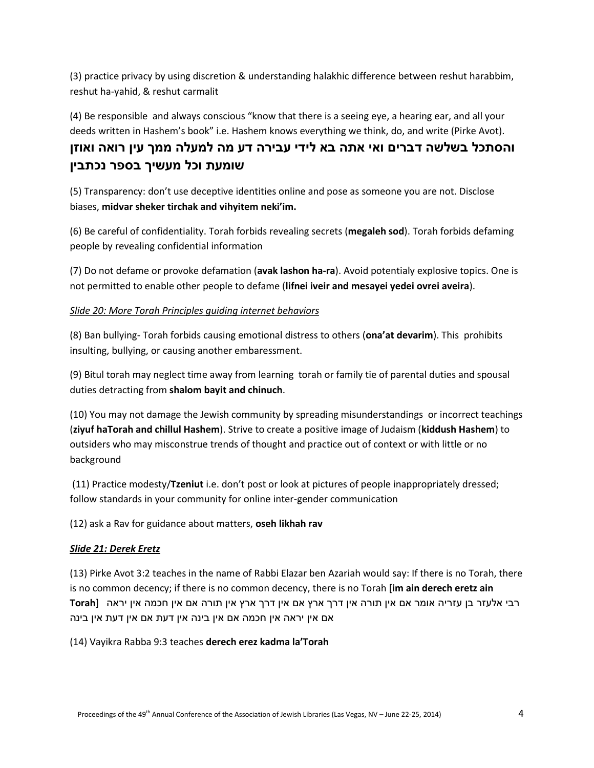(3) practice privacy by using discretion & understanding halakhic difference between reshut harabbim, reshut ha-yahid, & reshut carmalit

(4) Be responsible and always conscious "know that there is a seeing eye, a hearing ear, and all your deeds written in Hashem's book" i.e. Hashem knows everything we think, do, and write (Pirke Avot).

**והסתכל בשלשה דברים ואי אתה בא לידי עבירה דע מה למעלה ממך עין רואה ואוזן שומעת וכל מעשיך בספר נכתבין**

(5) Transparency: don't use deceptive identities online and pose as someone you are not. Disclose biases, **midvar sheker tirchak and vihyitem neki'im.**

(6) Be careful of confidentiality. Torah forbids revealing secrets (**megaleh sod**). Torah forbids defaming people by revealing confidential information

(7) Do not defame or provoke defamation (**avak lashon ha-ra**). Avoid potentialy explosive topics. One is not permitted to enable other people to defame (**lifnei iveir and mesayei yedei ovrei aveira**).

*Slide 20: More Torah Principles guiding internet behaviors*

(8) Ban bullying- Torah forbids causing emotional distress to others (**ona'at devarim**). This prohibits insulting, bullying, or causing another embaressment.

(9) Bitul torah may neglect time away from learning torah or family tie of parental duties and spousal duties detracting from **shalom bayit and chinuch**.

(10) You may not damage the Jewish community by spreading misunderstandings or incorrect teachings (**ziyuf haTorah and chillul Hashem**). Strive to create a positive image of Judaism (**kiddush Hashem**) to outsiders who may misconstrue trends of thought and practice out of context or with little or no background

(11) Practice modesty/**Tzeniut** i.e. don't post or look at pictures of people inappropriately dressed; follow standards in your community for online inter-gender communication

(12) ask a Rav for guidance about matters, **oseh likhah rav**

***Slide 21: Derek Eretz***

(13) Pirke Avot 3:2 teaches in the name of Rabbi Elazar ben Azariah would say: If there is no Torah, there is no common decency; if there is no common decency, there is no Torah [**im ain derech eretz ain Torah**] רבי אלעזר בן עזריה אומר אם אין תורה אין דרך ארץ אם אין דרך ארץ אין תורה אם אין חכמה אין יראה אם אין יראה אין חכמה אם אין בינה אין דעת אם אין דעת אין בינה

(14) Vayikra Rabba 9:3 teaches **derech erez kadma la'Torah**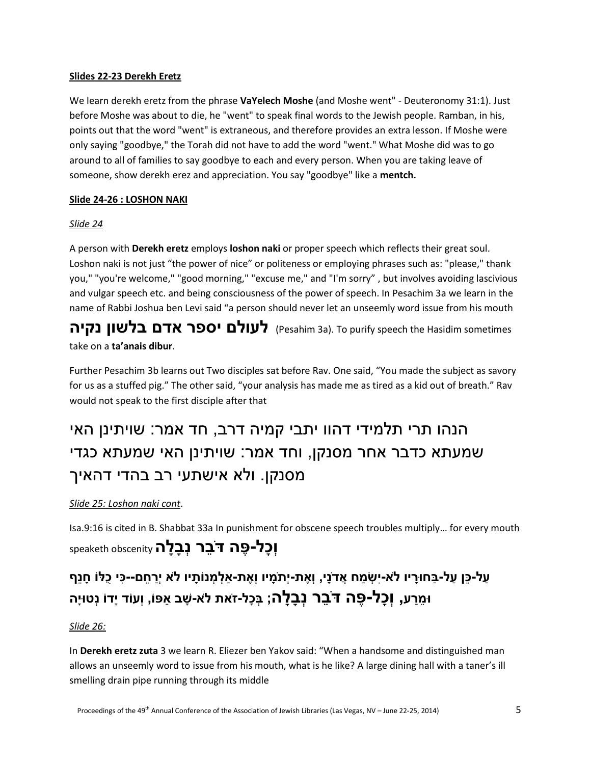**Slides 22-23 Derekh Eretz**

We learn derekh eretz from the phrase **VaYelech Moshe** (and Moshe went" - Deuteronomy 31:1). Just before Moshe was about to die, he "went" to speak final words to the Jewish people. Ramban, in his, points out that the word "went" is extraneous, and therefore provides an extra lesson. If Moshe were only saying "goodbye," the Torah did not have to add the word "went." What Moshe did was to go around to all of families to say goodbye to each and every person. When you are taking leave of someone, show derekh erez and appreciation. You say "goodbye" like a **mentch.**

**Slide 24-26 : LOSHON NAKI**

*Slide 24*

A person with **Derekh eretz** employs **loshon naki** or proper speech which reflects their great soul. Loshon naki is not just "the power of nice" or politeness or employing phrases such as: "please," thank you," "you're welcome," "good morning," "excuse me," and "I'm sorry" , but involves avoiding lascivious and vulgar speech etc. and being consciousness of the power of speech. In Pesachim 3a we learn in the name of Rabbi Joshua ben Levi said "a person should never let an unseemly word issue from his mouth **לעולם יספר אדם בלשון נקיה** (Pesahim 3a). To purify speech the Hasidim sometimes take on a **ta'anais dibur**.

Further Pesachim 3b learns out Two disciples sat before Rav. One said, "You made the subject as savory for us as a stuffed pig." The other said, "your analysis has made me as tired as a kid out of breath." Rav would not speak to the first disciple after that

הנהו תרי תלמידי דהוו יתבי קמיה דרב, חד אמר: שויתינן האי שמעתא כדבר אחר מסנקן, וחד אמר: שויתינן האי שמעתא כגדי מסנקן. ולא אישתעי רב בהדי דהאיך

*Slide 25: Loshon naki cont*.

Isa.9:16 is cited in B. Shabbat 33a In punishment for obscene speech troubles multiply… for every mouth speaketh obscenity **וְכָל-פֶּה דֹּבֵר נְבָלָה**

**עַל-כֵּן עַל-בַּחוּרָיו לֹא-יִשְׂמַח אֲדֹנָי, וְאֶת-יְתֹמָיו וְאֶת-אַלְמְנוֹתָיו לֹא יְרַחֵם--כִּי כֻלּוֹ חָנֵף וּמֵרַע, וְכָל-פֶּה דֹּבֵר נְבָלָה; בְּכָל-זֹאת לֹא-שָׁב אַפּוֹ, וְעוֹד יָדוֹ נְטוּיָה**

*Slide 26:*

In **Derekh eretz zuta** 3 we learn R. Eliezer ben Yakov said: "When a handsome and distinguished man allows an unseemly word to issue from his mouth, what is he like? A large dining hall with a taner's ill smelling drain pipe running through its middle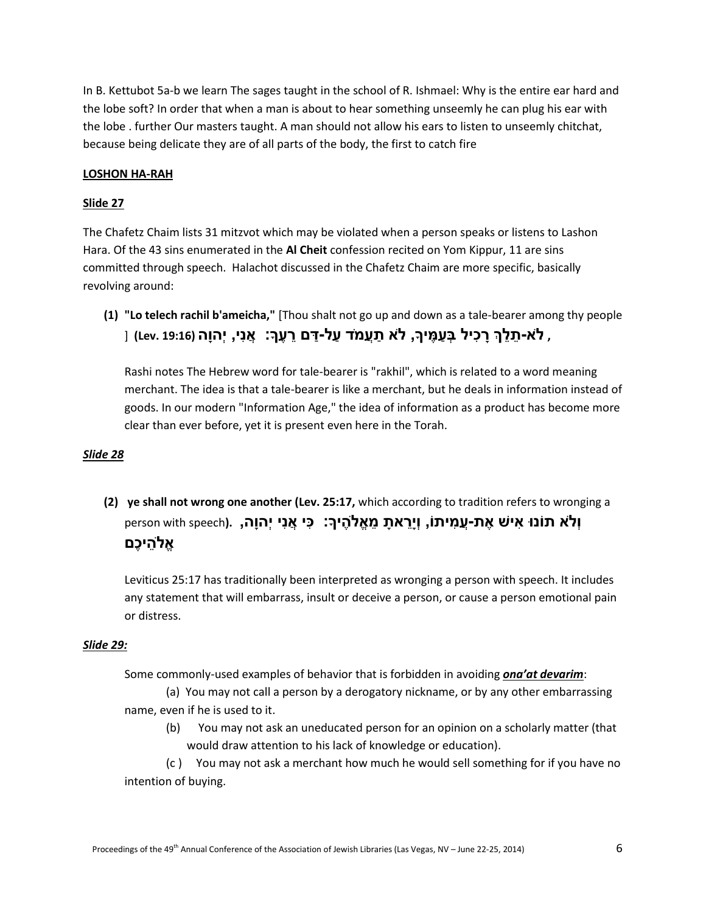In B. Kettubot 5a-b we learn The sages taught in the school of R. Ishmael: Why is the entire ear hard and the lobe soft? In order that when a man is about to hear something unseemly he can plug his ear with the lobe . further Our masters taught. A man should not allow his ears to listen to unseemly chitchat, because being delicate they are of all parts of the body, the first to catch fire

**LOSHON HA-RAH**

**Slide 27**

The Chafetz Chaim lists 31 mitzvot which may be violated when a person speaks or listens to Lashon Hara. Of the 43 sins enumerated in the **Al Cheit** confession recited on Yom Kippur, 11 are sins committed through speech. Halachot discussed in the Chafetz Chaim are more specific, basically revolving around:

**(1) "Lo telech rachil b'ameicha,"** [Thou shalt not go up and down as a tale-bearer among thy people **, לֹא-תֵלֵךְ רָכִיל בְּעַמֶּיךָ, לֹא תַעֲמֹד עַל-דַּם רֵעֶךָ: אֲנִי, יְהוָה (Lev. 19:16)** ]

Rashi notes The Hebrew word for tale-bearer is "rakhil", which is related to a word meaning merchant. The idea is that a tale-bearer is like a merchant, but he deals in information instead of goods. In our modern "Information Age," the idea of information as a product has become more clear than ever before, yet it is present even here in the Torah.

***Slide 28***

**(2) ye shall not wrong one another (Lev. 25:17,** which according to tradition refers to wronging a person with speech**). וְלֹא תוֹנוּ אִישׁ אֶת-עֲמִיתוֹ, וְיָרֵאתָ מֵאֱלֹהֶיךָ: כִּי אֲנִי יְהוָה, אֱלֹהֵיכֶם**

Leviticus 25:17 has traditionally been interpreted as wronging a person with speech. It includes any statement that will embarrass, insult or deceive a person, or cause a person emotional pain or distress.

***Slide 29:***

Some commonly-used examples of behavior that is forbidden in avoiding ***ona'at devarim***:

(a) You may not call a person by a derogatory nickname, or by any other embarrassing name, even if he is used to it.

(b) You may not ask an uneducated person for an opinion on a scholarly matter (that would draw attention to his lack of knowledge or education).

(c ) You may not ask a merchant how much he would sell something for if you have no intention of buying.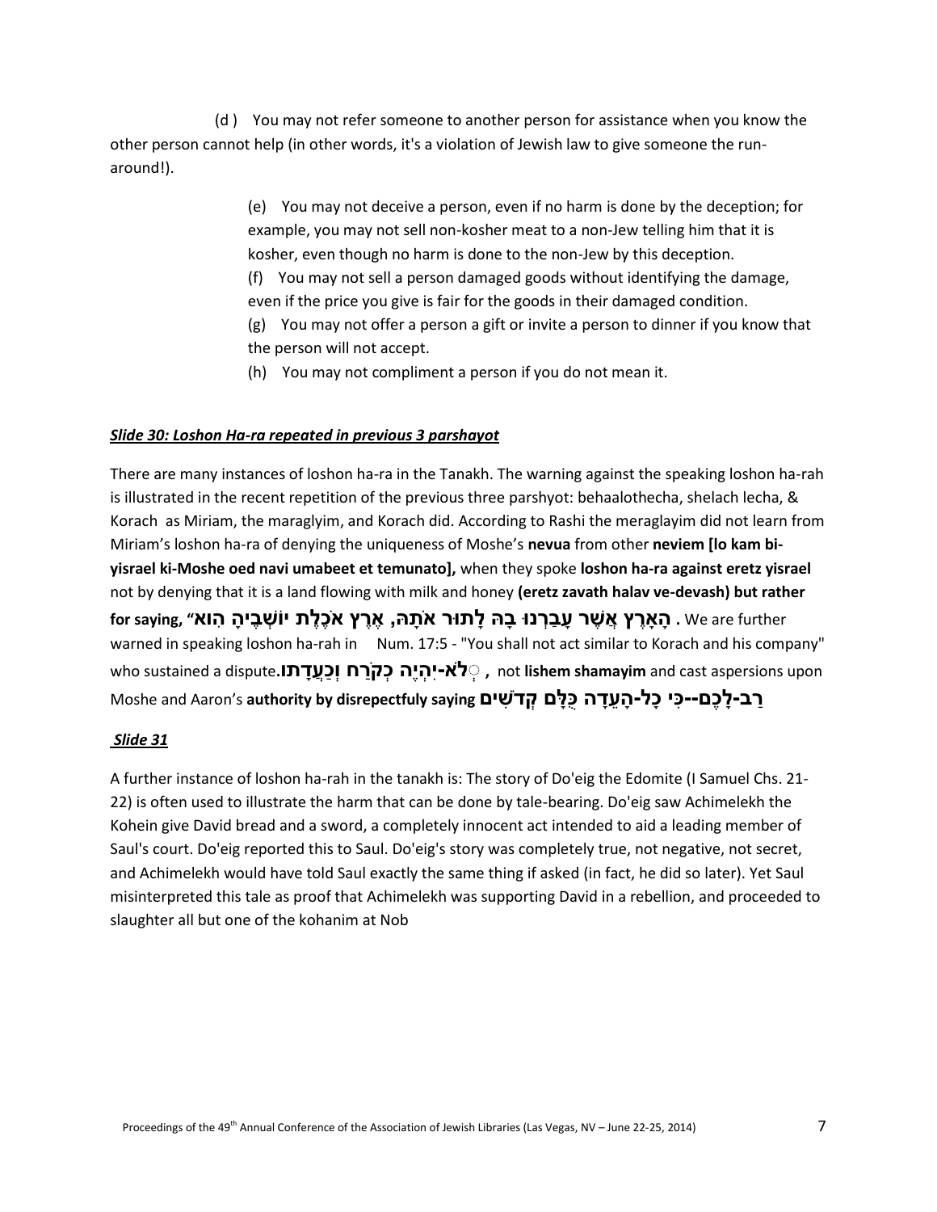(d ) You may not refer someone to another person for assistance when you know the other person cannot help (in other words, it's a violation of Jewish law to give someone the run-around!).

(e) You may not deceive a person, even if no harm is done by the deception; for example, you may not sell non-kosher meat to a non-Jew telling him that it is kosher, even though no harm is done to the non-Jew by this deception.
(f) You may not sell a person damaged goods without identifying the damage, even if the price you give is fair for the goods in their damaged condition.
(g) You may not offer a person a gift or invite a person to dinner if you know that the person will not accept.
(h) You may not compliment a person if you do not mean it.

***Slide 30: Loshon Ha-ra repeated in previous 3 parshayot***

There are many instances of loshon ha-ra in the Tanakh. The warning against the speaking loshon ha-rah is illustrated in the recent repetition of the previous three parshyot: behaalothecha, shelach lecha, & Korach as Miriam, the maraglyim, and Korach did. According to Rashi the meraglayim did not learn from Miriam's loshon ha-ra of denying the uniqueness of Moshe's **nevua** from other **neviem [lo kam bi-yisrael ki-Moshe oed navi umabeet et temunato],** when they spoke **loshon ha-ra against eretz yisrael** not by denying that it is a land flowing with milk and honey **(eretz zavath halav ve-devash) but rather for saying, "הָאָרֶץ אֲשֶׁר עָבַרְנוּ בָהּ לָתוּר אֹתָהּ, אֶרֶץ אֹכֶלֶת יוֹשְׁבֶיהָ הִוא** . We are further warned in speaking loshon ha-rah in Num. 17:5 - "You shall not act similar to Korach and his company" who sustained a dispute.**וְלֹא-יִהְיֶה כְקֹרַח וְכַעֲדָתוֹ** , not **lishem shamayim** and cast aspersions upon Moshe and Aaron's **authority by disrepectfuly saying רַב-לָכֶם--כִּי כָל-הָעֵדָה כֻּלָּם קְדֹשִׁים**

***Slide 31***

A further instance of loshon ha-rah in the tanakh is: The story of Do'eig the Edomite (I Samuel Chs. 21-22) is often used to illustrate the harm that can be done by tale-bearing. Do'eig saw Achimelekh the Kohein give David bread and a sword, a completely innocent act intended to aid a leading member of Saul's court. Do'eig reported this to Saul. Do'eig's story was completely true, not negative, not secret, and Achimelekh would have told Saul exactly the same thing if asked (in fact, he did so later). Yet Saul misinterpreted this tale as proof that Achimelekh was supporting David in a rebellion, and proceeded to slaughter all but one of the kohanim at Nob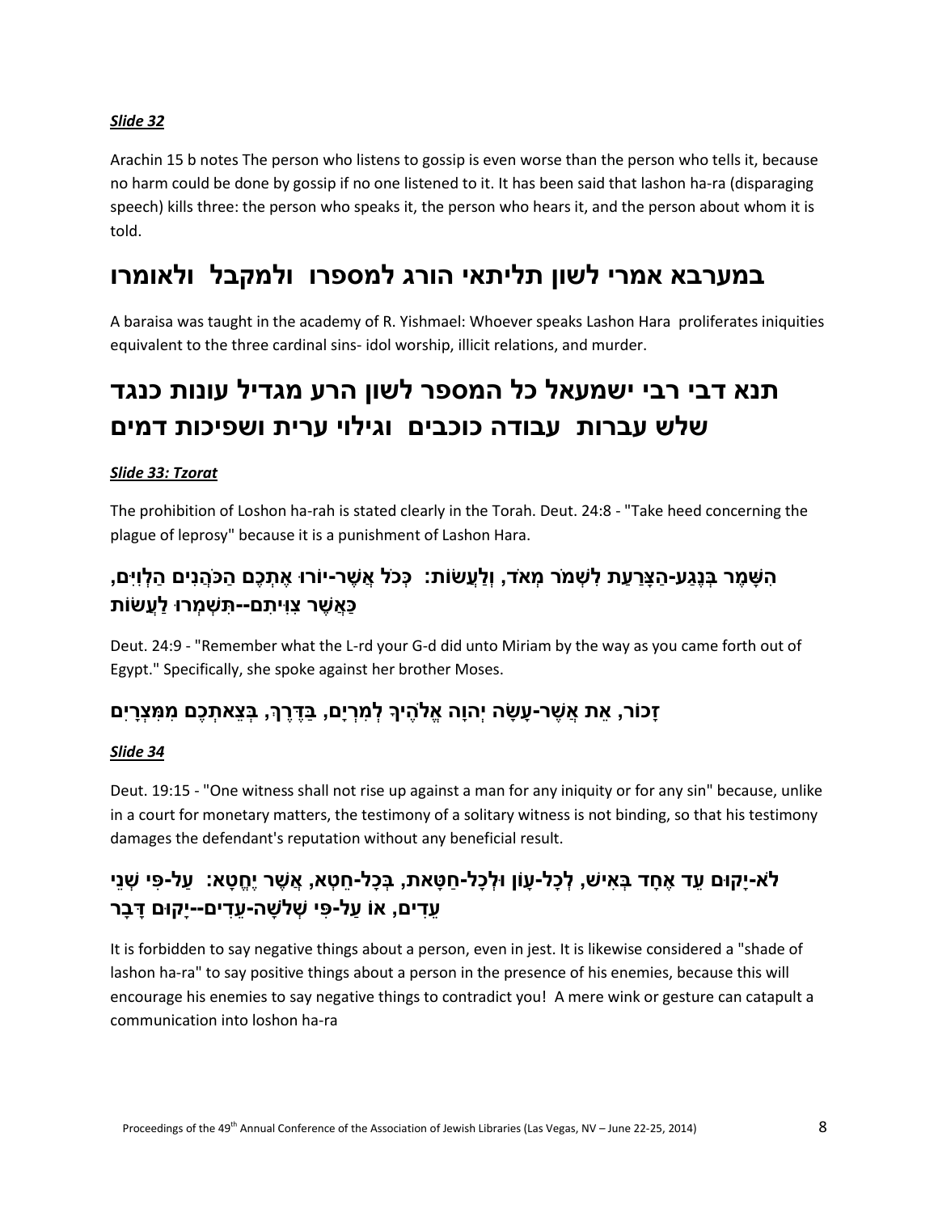***Slide 32***

Arachin 15 b notes The person who listens to gossip is even worse than the person who tells it, because no harm could be done by gossip if no one listened to it. It has been said that lashon ha-ra (disparaging speech) kills three: the person who speaks it, the person who hears it, and the person about whom it is told.

## במערבא אמרי לשון תליתאי הורג למספרו ולמקבל ולאומרו

A baraisa was taught in the academy of R. Yishmael: Whoever speaks Lashon Hara proliferates iniquities equivalent to the three cardinal sins- idol worship, illicit relations, and murder.

## תנא דבי רבי ישמעאל כל המספר לשון הרע מגדיל עונות כנגד שלש עברות עבודה כוכבים וגילוי ערית ושפיכות דמים

***Slide 33: Tzorat***

The prohibition of Loshon ha-rah is stated clearly in the Torah. Deut. 24:8 - "Take heed concerning the plague of leprosy" because it is a punishment of Lashon Hara.

### הִשָּׁמֶר בְּנֶגַע-הַצָּרַעַת לִשְׁמֹר מְאֹד, וְלַעֲשׂוֹת: כְּכֹל אֲשֶׁר-יוֹרוּ אֶתְכֶם הַכֹּהֲנִים הַלְוִיִּם, כַּאֲשֶׁר צִוִּיתִם--תִּשְׁמְרוּ לַעֲשׂוֹת

Deut. 24:9 - "Remember what the L-rd your G-d did unto Miriam by the way as you came forth out of Egypt." Specifically, she spoke against her brother Moses.

### זָכוֹר, אֵת אֲשֶׁר-עָשָׂה יְהוָה אֱלֹהֶיךָ לְמִרְיָם, בַּדֶּרֶךְ, בְּצֵאתְכֶם מִמִּצְרָיִם

***Slide 34***

Deut. 19:15 - "One witness shall not rise up against a man for any iniquity or for any sin" because, unlike in a court for monetary matters, the testimony of a solitary witness is not binding, so that his testimony damages the defendant's reputation without any beneficial result.

### לֹא-יָקוּם עֵד אֶחָד בְּאִישׁ, לְכָל-עָוֹן וּלְכָל-חַטָּאת, בְּכָל-חֵטְא, אֲשֶׁר יֶחֱטָא: עַל-פִּי שְׁנֵי עֵדִים, אוֹ עַל-פִּי שְׁלֹשָׁה-עֵדִים--יָקוּם דָּבָר

It is forbidden to say negative things about a person, even in jest. It is likewise considered a "shade of lashon ha-ra" to say positive things about a person in the presence of his enemies, because this will encourage his enemies to say negative things to contradict you! A mere wink or gesture can catapult a communication into loshon ha-ra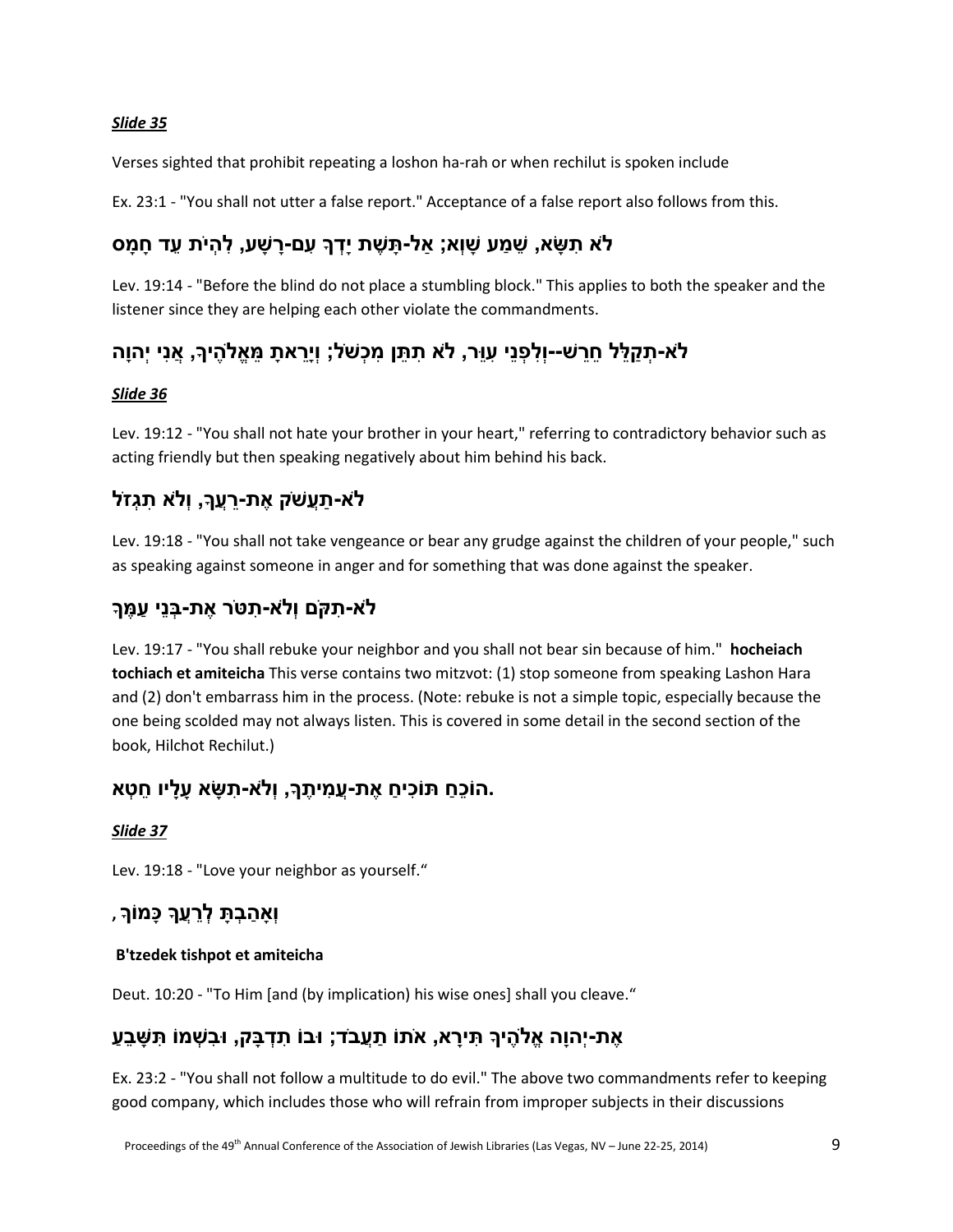***Slide 35***

Verses sighted that prohibit repeating a loshon ha-rah or when rechilut is spoken include

Ex. 23:1 - "You shall not utter a false report." Acceptance of a false report also follows from this.

## לֹא תִשָּׂא, שֵׁמַע שָׁוְא; אַל-תָּשֶׁת יָדְךָ עִם-רָשָׁע, לִהְיֹת עֵד חָמָס

Lev. 19:14 - "Before the blind do not place a stumbling block." This applies to both the speaker and the listener since they are helping each other violate the commandments.

## לֹא-תְקַלֵּל חֵרֵשׁ--וְלִפְנֵי עִוֵּר, לֹא תִתֵּן מִכְשֹׁל; וְיָרֵאתָ מֵּאֱלֹהֶיךָ, אֲנִי יְהוָה

***Slide 36***

Lev. 19:12 - "You shall not hate your brother in your heart," referring to contradictory behavior such as acting friendly but then speaking negatively about him behind his back.

## לֹא-תַעֲשֹׁק אֶת-רֵעֲךָ, וְלֹא תִגְזֹל

Lev. 19:18 - "You shall not take vengeance or bear any grudge against the children of your people," such as speaking against someone in anger and for something that was done against the speaker.

## לֹא-תִקֹּם וְלֹא-תִטֹּר אֶת-בְּנֵי עַמֶּךָ

Lev. 19:17 - "You shall rebuke your neighbor and you shall not bear sin because of him." **hocheiach tochiach et amiteicha** This verse contains two mitzvot: (1) stop someone from speaking Lashon Hara and (2) don't embarrass him in the process. (Note: rebuke is not a simple topic, especially because the one being scolded may not always listen. This is covered in some detail in the second section of the book, Hilchot Rechilut.)

## הוֹכֵחַ תּוֹכִיחַ אֶת-עֲמִיתֶךָ, וְלֹא-תִשָּׂא עָלָיו חֵטְא.

***Slide 37***

Lev. 19:18 - "Love your neighbor as yourself."

## וְאָהַבְתָּ לְרֵעֲךָ כָּמוֹךָ,

**B'tzedek tishpot et amiteicha**

Deut. 10:20 - "To Him [and (by implication) his wise ones] shall you cleave."

## אֶת-יְהוָה אֱלֹהֶיךָ תִּירָא, אֹתוֹ תַעֲבֹד; וּבוֹ תִדְבָּק, וּבִשְׁמוֹ תִּשָּׁבֵעַ

Ex. 23:2 - "You shall not follow a multitude to do evil." The above two commandments refer to keeping good company, which includes those who will refrain from improper subjects in their discussions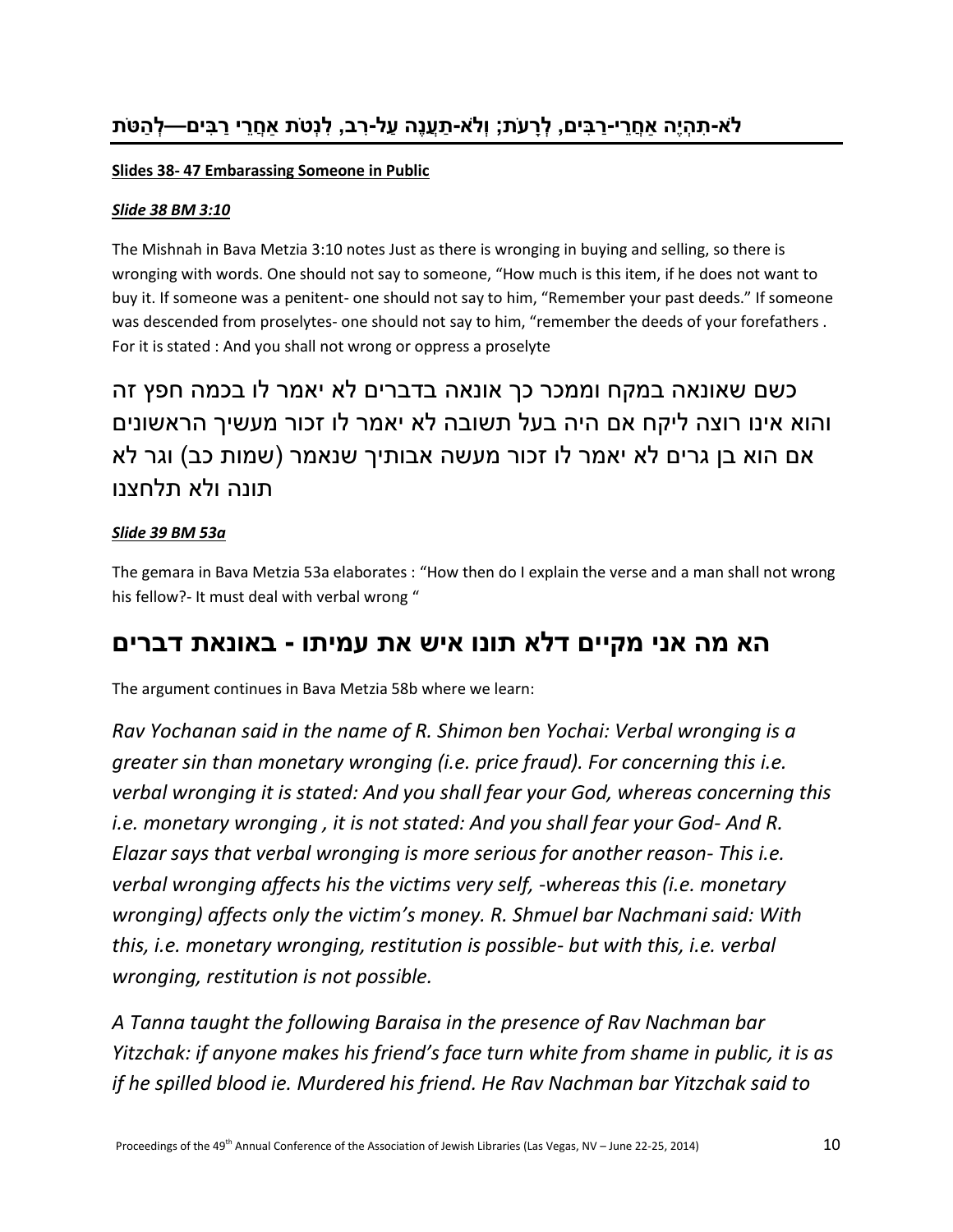## לֹא-תִהְיֶה אַחֲרֵי-רַבִּים, לְרָעֹת; וְלֹא-תַעֲנֶה עַל-רִב, לִנְטֹת אַחֲרֵי רַבִּים—לְהַטֹּת

**Slides 38- 47 Embarassing Someone in Public**

***Slide 38 BM 3:10***

The Mishnah in Bava Metzia 3:10 notes Just as there is wronging in buying and selling, so there is wronging with words. One should not say to someone, "How much is this item, if he does not want to buy it. If someone was a penitent- one should not say to him, "Remember your past deeds." If someone was descended from proselytes- one should not say to him, "remember the deeds of your forefathers . For it is stated : And you shall not wrong or oppress a proselyte

כשם שאונאה במקח וממכר כך אונאה בדברים לא יאמר לו בכמה חפץ זה והוא אינו רוצה ליקח אם היה בעל תשובה לא יאמר לו זכור מעשיך הראשונים אם הוא בן גרים לא יאמר לו זכור מעשה אבותיך שנאמר (שמות כב) וגר לא תונה ולא תלחצנו

***Slide 39 BM 53a***

The gemara in Bava Metzia 53a elaborates : "How then do I explain the verse and a man shall not wrong his fellow?- It must deal with verbal wrong "

## הא מה אני מקיים דלא תונו איש את עמיתו - באונאת דברים

The argument continues in Bava Metzia 58b where we learn:

*Rav Yochanan said in the name of R. Shimon ben Yochai: Verbal wronging is a greater sin than monetary wronging (i.e. price fraud). For concerning this i.e. verbal wronging it is stated: And you shall fear your God, whereas concerning this i.e. monetary wronging , it is not stated: And you shall fear your God- And R. Elazar says that verbal wronging is more serious for another reason- This i.e. verbal wronging affects his the victims very self, -whereas this (i.e. monetary wronging) affects only the victim's money. R. Shmuel bar Nachmani said: With this, i.e. monetary wronging, restitution is possible- but with this, i.e. verbal wronging, restitution is not possible.*

*A Tanna taught the following Baraisa in the presence of Rav Nachman bar Yitzchak: if anyone makes his friend's face turn white from shame in public, it is as if he spilled blood ie. Murdered his friend. He Rav Nachman bar Yitzchak said to*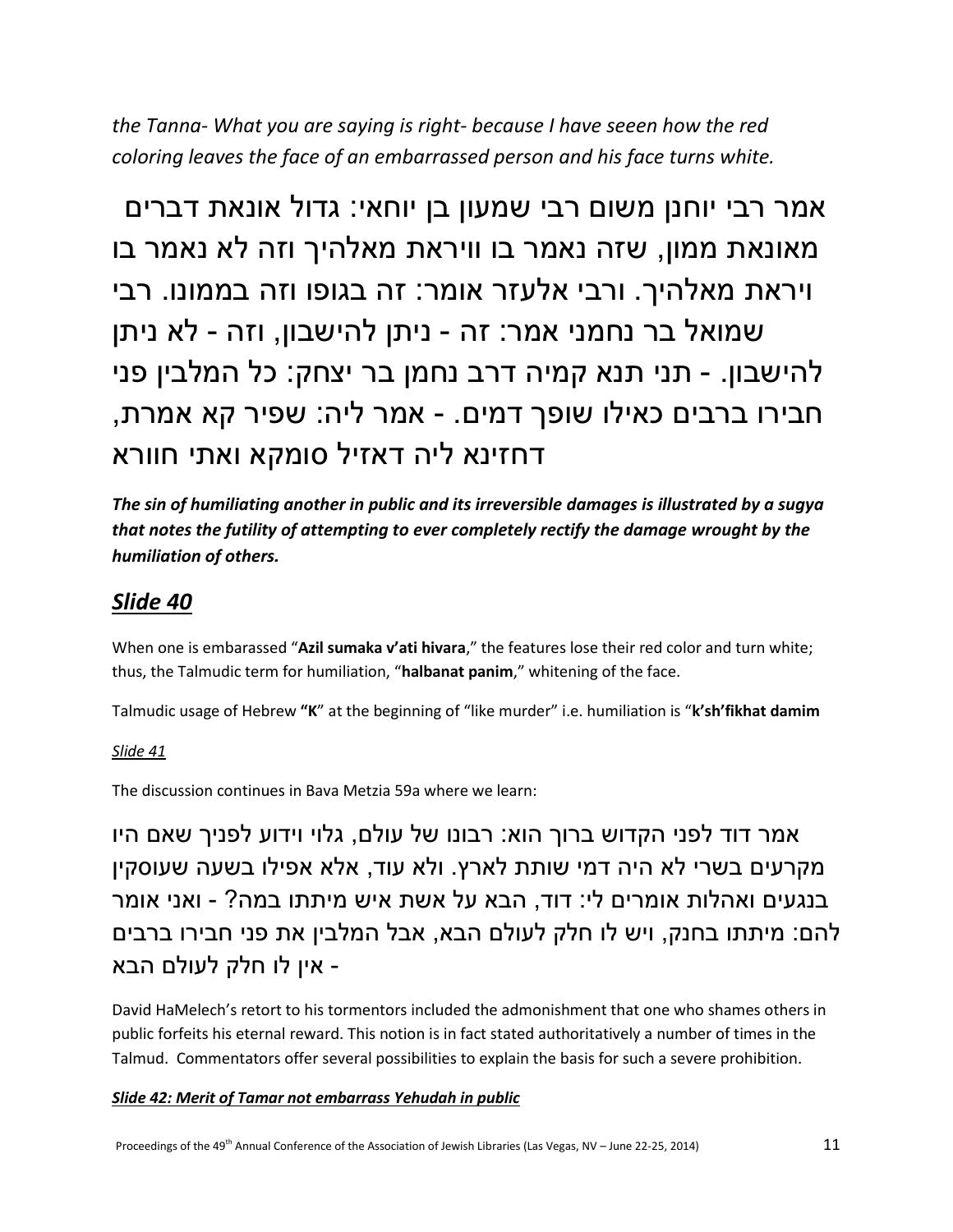*the Tanna- What you are saying is right- because I have seeen how the red coloring leaves the face of an embarrassed person and his face turns white.*

אמר רבי יוחנן משום רבי שמעון בן יוחאי: גדול אונאת דברים מאונאת ממון, שזה נאמר בו ויראת מאלהיך וזה לא נאמר בו ויראת מאלהיך. ורבי אלעזר אומר: זה בגופו וזה בממונו. רבי שמואל בר נחמני אמר: זה - ניתן להישבון, וזה - לא ניתן להישבון. - תני תנא קמיה דרב נחמן בר יצחק: כל המלבין פני חבירו ברבים כאילו שופך דמים. - אמר ליה: שפיר קא אמרת, דחזינא ליה דאזיל סומקא ואתי חוורא

***The sin of humiliating another in public and its irreversible damages is illustrated by a sugya that notes the futility of attempting to ever completely rectify the damage wrought by the humiliation of others.***

## *Slide 40*

When one is embarassed "**Azil sumaka v'ati hivara**," the features lose their red color and turn white; thus, the Talmudic term for humiliation, "**halbanat panim**," whitening of the face.

Talmudic usage of Hebrew **"K**" at the beginning of "like murder" i.e. humiliation is "**k'sh'fikhat damim**

*Slide 41*

The discussion continues in Bava Metzia 59a where we learn:

אמר דוד לפני הקדוש ברוך הוא: רבונו של עולם, גלוי וידוע לפניך שאם היו מקרעים בשרי לא היה דמי שותת לארץ. ולא עוד, אלא אפילו בשעה שעוסקין בנגעים ואהלות אומרים לי: דוד, הבא על אשת איש מיתתו במה? - ואני אומר להם: מיתתו בחנק, ויש לו חלק לעולם הבא, אבל המלבין את פני חבירו ברבים - אין לו חלק לעולם הבא

David HaMelech's retort to his tormentors included the admonishment that one who shames others in public forfeits his eternal reward. This notion is in fact stated authoritatively a number of times in the Talmud. Commentators offer several possibilities to explain the basis for such a severe prohibition.

***Slide 42: Merit of Tamar not embarrass Yehudah in public***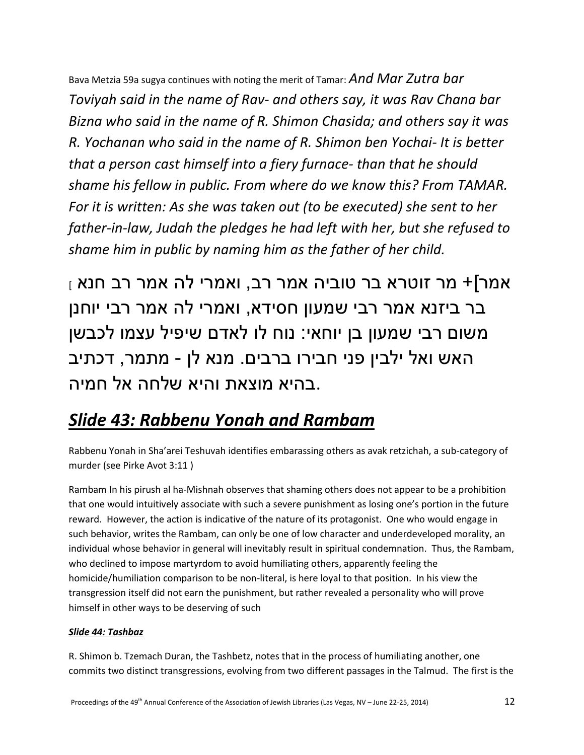Bava Metzia 59a sugya continues with noting the merit of Tamar: *And Mar Zutra bar Toviyah said in the name of Rav- and others say, it was Rav Chana bar Bizna who said in the name of R. Shimon Chasida; and others say it was R. Yochanan who said in the name of R. Shimon ben Yochai- It is better that a person cast himself into a fiery furnace- than that he should shame his fellow in public. From where do we know this? From TAMAR. For it is written: As she was taken out (to be executed) she sent to her father-in-law, Judah the pledges he had left with her, but she refused to shame him in public by naming him as the father of her child.*

[אמר]+ מר זוטרא בר טוביה אמר רב, ואמרי לה אמר רב חנא בר ביזנא אמר רבי שמעון חסידא, ואמרי לה אמר רבי יוחנן משום רבי שמעון בן יוחאי: נוח לו לאדם שיפיל עצמו לכבשן האש ואל ילבין פני חבירו ברבים. מנא לן - מתמר, דכתיב בהיא מוצאת והיא שלחה אל חמיה.

## ***Slide 43: Rabbenu Yonah and Rambam***

Rabbenu Yonah in Sha'arei Teshuvah identifies embarassing others as avak retzichah, a sub-category of murder (see Pirke Avot 3:11 )

Rambam In his pirush al ha-Mishnah observes that shaming others does not appear to be a prohibition that one would intuitively associate with such a severe punishment as losing one's portion in the future reward. However, the action is indicative of the nature of its protagonist. One who would engage in such behavior, writes the Rambam, can only be one of low character and underdeveloped morality, an individual whose behavior in general will inevitably result in spiritual condemnation. Thus, the Rambam, who declined to impose martyrdom to avoid humiliating others, apparently feeling the homicide/humiliation comparison to be non-literal, is here loyal to that position. In his view the transgression itself did not earn the punishment, but rather revealed a personality who will prove himself in other ways to be deserving of such

### ***Slide 44: Tashbaz***

R. Shimon b. Tzemach Duran, the Tashbetz, notes that in the process of humiliating another, one commits two distinct transgressions, evolving from two different passages in the Talmud. The first is the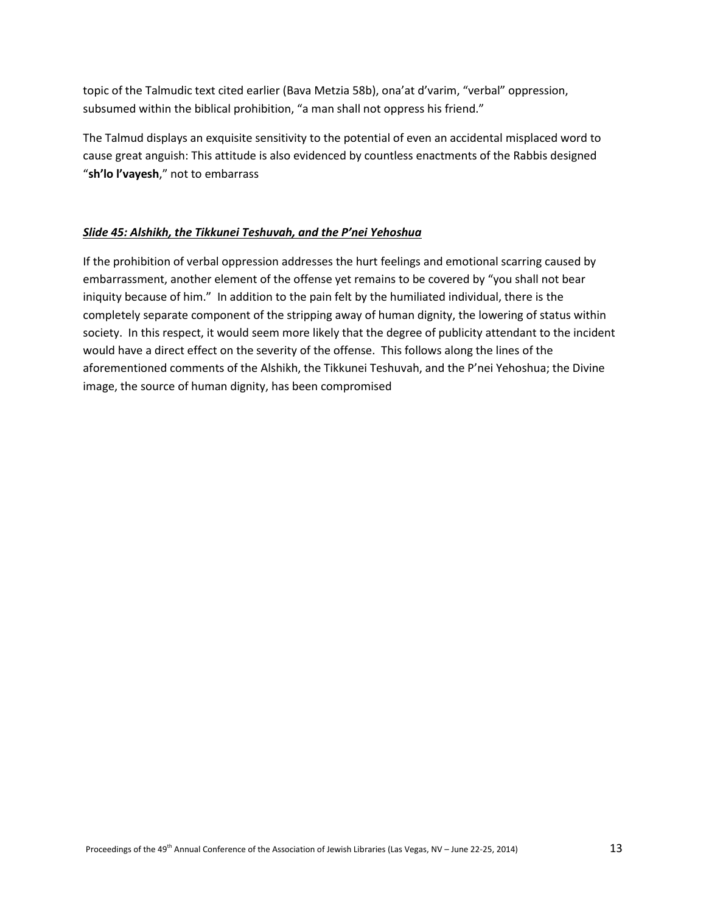topic of the Talmudic text cited earlier (Bava Metzia 58b), ona'at d'varim, "verbal" oppression, subsumed within the biblical prohibition, "a man shall not oppress his friend."

The Talmud displays an exquisite sensitivity to the potential of even an accidental misplaced word to cause great anguish: This attitude is also evidenced by countless enactments of the Rabbis designed "**sh'lo l'vayesh**," not to embarrass

***Slide 45: Alshikh, the Tikkunei Teshuvah, and the P'nei Yehoshua***

If the prohibition of verbal oppression addresses the hurt feelings and emotional scarring caused by embarrassment, another element of the offense yet remains to be covered by "you shall not bear iniquity because of him." In addition to the pain felt by the humiliated individual, there is the completely separate component of the stripping away of human dignity, the lowering of status within society. In this respect, it would seem more likely that the degree of publicity attendant to the incident would have a direct effect on the severity of the offense. This follows along the lines of the aforementioned comments of the Alshikh, the Tikkunei Teshuvah, and the P'nei Yehoshua; the Divine image, the source of human dignity, has been compromised